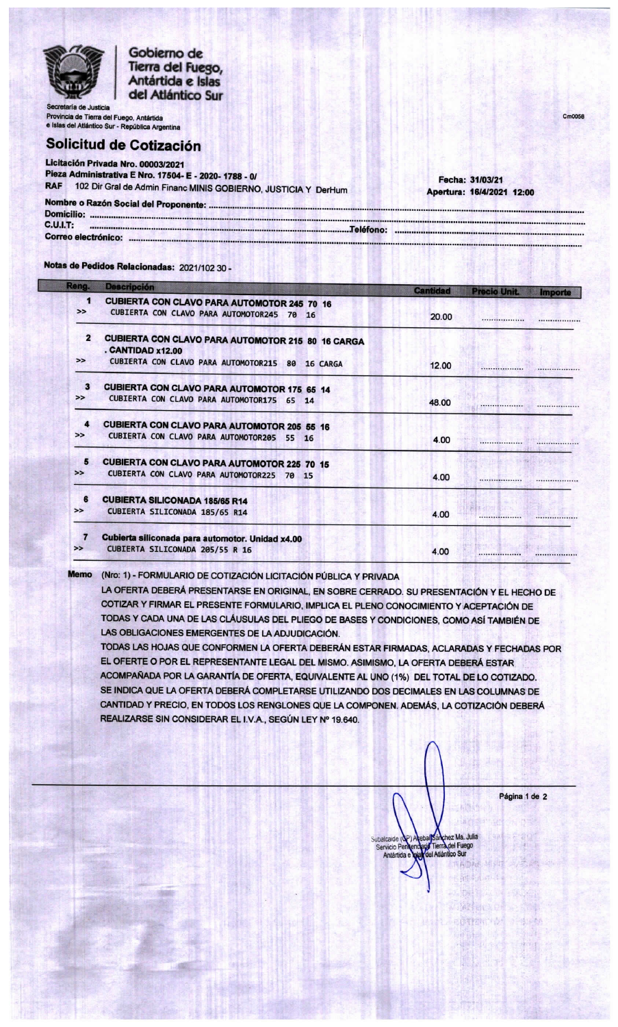Gobierno de Tierra del Fuego, Antártida e Islas del Atlántico Sur

Secretaría de Justicia
Provincia de Tierra del Fuego, Antártida e Islas del Atlántico Sur - República Argentina

Cm0058

# Solicitud de Cotización

**Licitación Privada Nro. 00003/2021**
**Pieza Administrativa E Nro. 17504- E - 2020- 1788 - 0/**
**RAF** 102 Dir Gral de Admin Financ MINIS GOBIERNO, JUSTICIA Y DerHum

**Fecha: 31/03/21**
**Apertura: 16/4/2021 12:00**

**Nombre o Razón Social del Proponente:** ......................................................................
**Domicilio:** ......................................................................
**C.U.I.T:** ...................................................... **Teléfono:** ......................................................
**Correo electrónico:** ......................................................................

**Notas de Pedidos Relacionadas:** 2021/102 30 -

| Reng. | Descripción | Cantidad | Precio Unit. | Importe |
|---|---|---|---|---|
| 1 | **CUBIERTA CON CLAVO PARA AUTOMOTOR 245 70 16**<br>>> CUBIERTA CON CLAVO PARA AUTOMOTOR245 70 16 | 20.00 | .................. | .................. |
| 2 | **CUBIERTA CON CLAVO PARA AUTOMOTOR 215 80 16 CARGA . CANTIDAD x12.00**<br>>> CUBIERTA CON CLAVO PARA AUTOMOTOR215 80 16 CARGA | 12.00 | .................. | .................. |
| 3 | **CUBIERTA CON CLAVO PARA AUTOMOTOR 175 65 14**<br>>> CUBIERTA CON CLAVO PARA AUTOMOTOR175 65 14 | 48.00 | .................. | .................. |
| 4 | **CUBIERTA CON CLAVO PARA AUTOMOTOR 205 55 16**<br>>> CUBIERTA CON CLAVO PARA AUTOMOTOR205 55 16 | 4.00 | .................. | .................. |
| 5 | **CUBIERTA CON CLAVO PARA AUTOMOTOR 225 70 15**<br>>> CUBIERTA CON CLAVO PARA AUTOMOTOR225 70 15 | 4.00 | .................. | .................. |
| 6 | **CUBIERTA SILICONADA 185/65 R14**<br>>> CUBIERTA SILICONADA 185/65 R14 | 4.00 | .................. | .................. |
| 7 | **Cubierta siliconada para automotor. Unidad x4.00**<br>>> CUBIERTA SILICONADA 205/55 R 16 | 4.00 | .................. | .................. |

**Memo** (Nro: 1) - FORMULARIO DE COTIZACIÓN LICITACIÓN PÚBLICA Y PRIVADA

LA OFERTA DEBERÁ PRESENTARSE EN ORIGINAL, EN SOBRE CERRADO. SU PRESENTACIÓN Y EL HECHO DE COTIZAR Y FIRMAR EL PRESENTE FORMULARIO, IMPLICA EL PLENO CONOCIMIENTO Y ACEPTACIÓN DE TODAS Y CADA UNA DE LAS CLÁUSULAS DEL PLIEGO DE BASES Y CONDICIONES, COMO ASÍ TAMBIÉN DE LAS OBLIGACIONES EMERGENTES DE LA ADJUDICACIÓN.

TODAS LAS HOJAS QUE CONFORMEN LA OFERTA DEBERÁN ESTAR FIRMADAS, ACLARADAS Y FECHADAS POR EL OFERTE O POR EL REPRESENTANTE LEGAL DEL MISMO. ASIMISMO, LA OFERTA DEBERÁ ESTAR ACOMPAÑADA POR LA GARANTÍA DE OFERTA, EQUIVALENTE AL UNO (1%) DEL TOTAL DE LO COTIZADO.

SE INDICA QUE LA OFERTA DEBERÁ COMPLETARSE UTILIZANDO DOS DECIMALES EN LAS COLUMNAS DE CANTIDAD Y PRECIO, EN TODOS LOS RENGLONES QUE LA COMPONEN. ADEMÁS, LA COTIZACIÓN DEBERÁ REALIZARSE SIN CONSIDERAR EL I.V.A., SEGÚN LEY Nº 19.640.

Subalcaide (SP) Aballe Sánchez Ma. Julia
Servicio Penitenciario Tierra del Fuego
Antártida e Islas del Atlántico Sur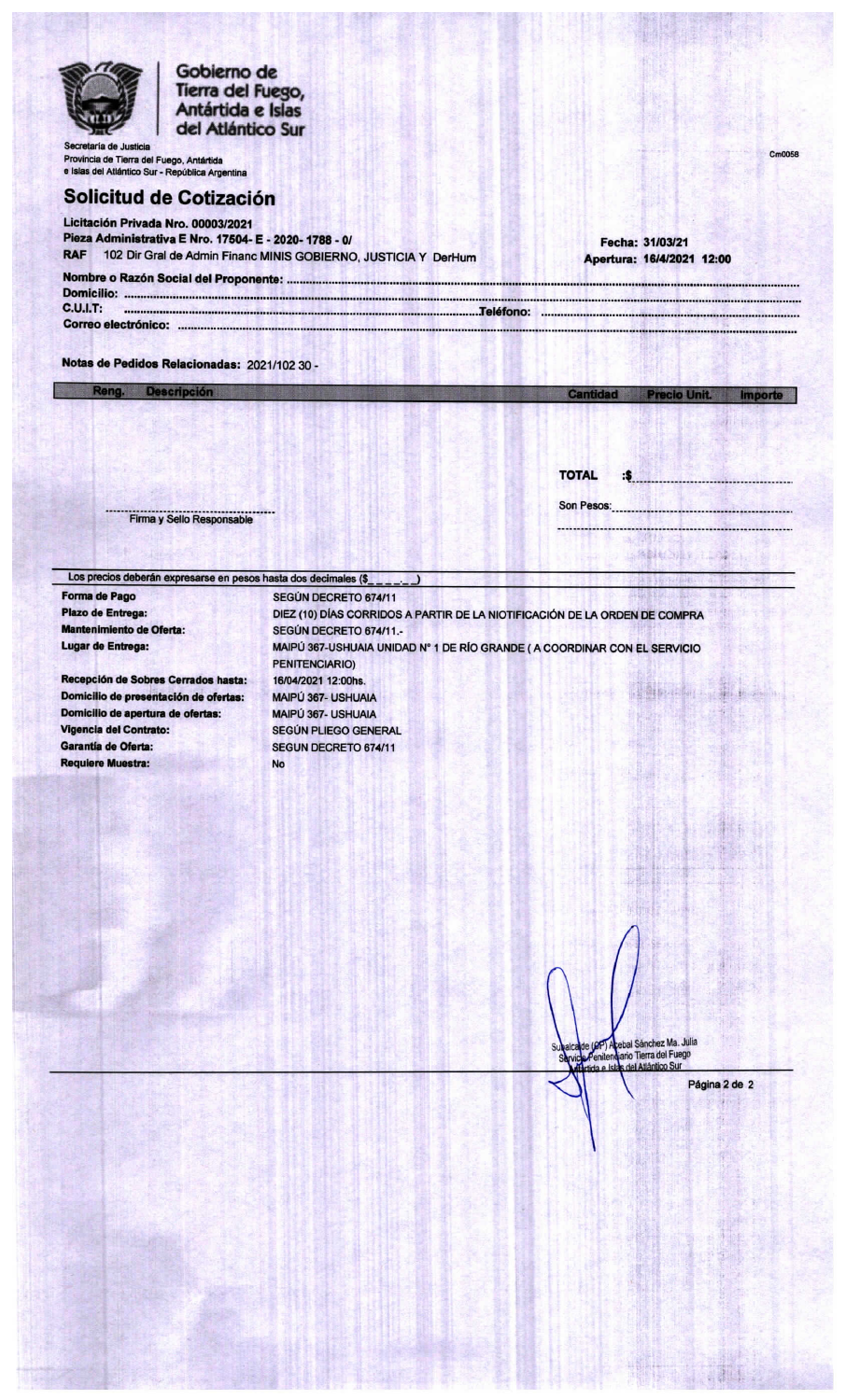Gobierno de Tierra del Fuego, Antártida e Islas del Atlántico Sur

Secretaría de Justicia
Provincia de Tierra del Fuego, Antártida e Islas del Atlántico Sur - República Argentina

Cm0058

# Solicitud de Cotización

**Licitación Privada Nro. 00003/2021**
**Pieza Administrativa E Nro. 17504- E - 2020- 1788 - 0/**
**RAF** 102 Dir Gral de Admin Financ MINIS GOBIERNO, JUSTICIA Y DerHum

**Fecha: 31/03/21**
**Apertura: 16/4/2021 12:00**

**Nombre o Razón Social del Proponente:** ..............................................................
**Domicilio:** ..............................................................
**C.U.I.T:** .............................................................. **Teléfono:** ..............................................................
**Correo electrónico:** ..............................................................

**Notas de Pedidos Relacionadas:** 2021/102 30 -

| Reng. | Descripción | Cantidad | Precio Unit. | Importe |
|---|---|---|---|---|

**TOTAL** :$ ..............................................................

Son Pesos: ..............................................................

..............................................................
Firma y Sello Responsable

Los precios deberán expresarse en pesos hasta dos decimales ($_ _ _ _ . _ _)

| | |
|---|---|
| **Forma de Pago** | SEGÚN DECRETO 674/11 |
| **Plazo de Entrega:** | DIEZ (10) DÍAS CORRIDOS A PARTIR DE LA NIOTIFICACIÓN DE LA ORDEN DE COMPRA |
| **Mantenimiento de Oferta:** | SEGÚN DECRETO 674/11.- |
| **Lugar de Entrega:** | MAIPÚ 367-USHUAIA UNIDAD N° 1 DE RÍO GRANDE ( A COORDINAR CON EL SERVICIO PENITENCIARIO) |
| **Recepción de Sobres Cerrados hasta:** | 16/04/2021 12:00hs. |
| **Domicilio de presentación de ofertas:** | MAIPÚ 367- USHUAIA |
| **Domicilio de apertura de ofertas:** | MAIPÚ 367- USHUAIA |
| **Vigencia del Contrato:** | SEGÚN PLIEGO GENERAL |
| **Garantía de Oferta:** | SEGUN DECRETO 674/11 |
| **Requiere Muestra:** | No |

Subalcaide (EP) Acebal Sánchez Ma. Julia
Servicio Penitenciario Tierra del Fuego
Antártida e Islas del Atlántico Sur